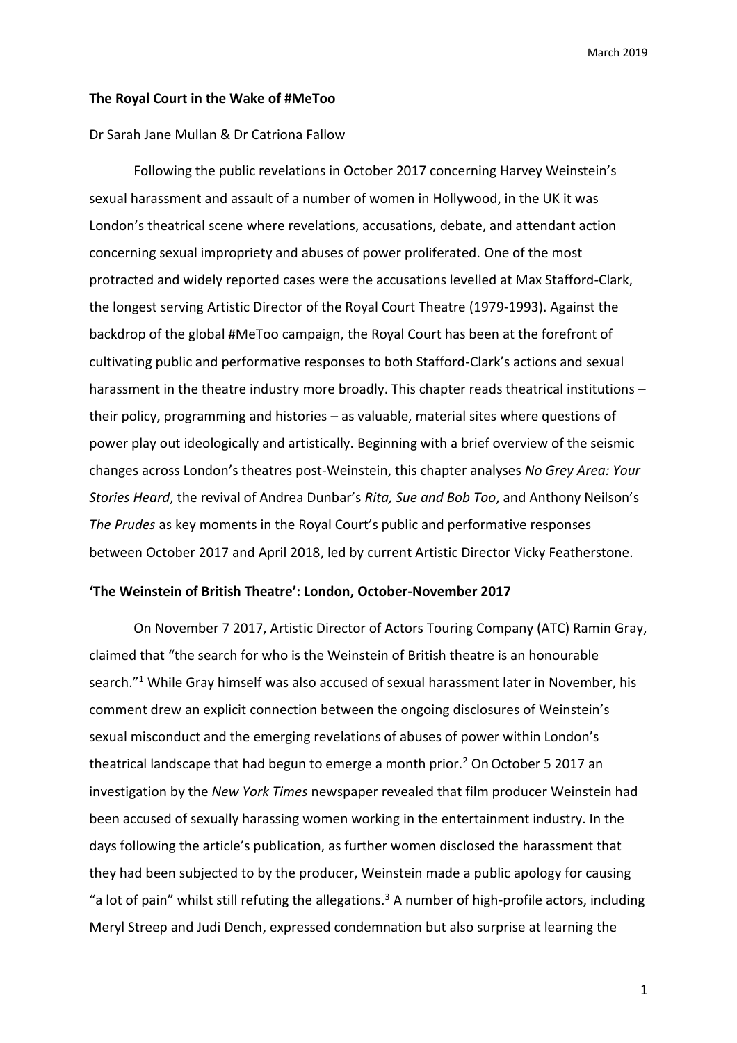March 2019

**The Royal Court in the Wake of #MeToo**

Dr Sarah Jane Mullan & Dr Catriona Fallow

Following the public revelations in October 2017 concerning Harvey Weinstein's sexual harassment and assault of a number of women in Hollywood, in the UK it was London's theatrical scene where revelations, accusations, debate, and attendant action concerning sexual impropriety and abuses of power proliferated. One of the most protracted and widely reported cases were the accusations levelled at Max Stafford-Clark, the longest serving Artistic Director of the Royal Court Theatre (1979-1993). Against the backdrop of the global #MeToo campaign, the Royal Court has been at the forefront of cultivating public and performative responses to both Stafford-Clark's actions and sexual harassment in the theatre industry more broadly. This chapter reads theatrical institutions – their policy, programming and histories – as valuable, material sites where questions of power play out ideologically and artistically. Beginning with a brief overview of the seismic changes across London's theatres post-Weinstein, this chapter analyses *No Grey Area: Your Stories Heard*, the revival of Andrea Dunbar's *Rita, Sue and Bob Too*, and Anthony Neilson's *The Prudes* as key moments in the Royal Court's public and performative responses between October 2017 and April 2018, led by current Artistic Director Vicky Featherstone.

**'The Weinstein of British Theatre': London, October-November 2017**

On November 7 2017, Artistic Director of Actors Touring Company (ATC) Ramin Gray, claimed that "the search for who is the Weinstein of British theatre is an honourable search."[1] While Gray himself was also accused of sexual harassment later in November, his comment drew an explicit connection between the ongoing disclosures of Weinstein's sexual misconduct and the emerging revelations of abuses of power within London's theatrical landscape that had begun to emerge a month prior.[2] On October 5 2017 an investigation by the *New York Times* newspaper revealed that film producer Weinstein had been accused of sexually harassing women working in the entertainment industry. In the days following the article's publication, as further women disclosed the harassment that they had been subjected to by the producer, Weinstein made a public apology for causing "a lot of pain" whilst still refuting the allegations.[3] A number of high-profile actors, including Meryl Streep and Judi Dench, expressed condemnation but also surprise at learning the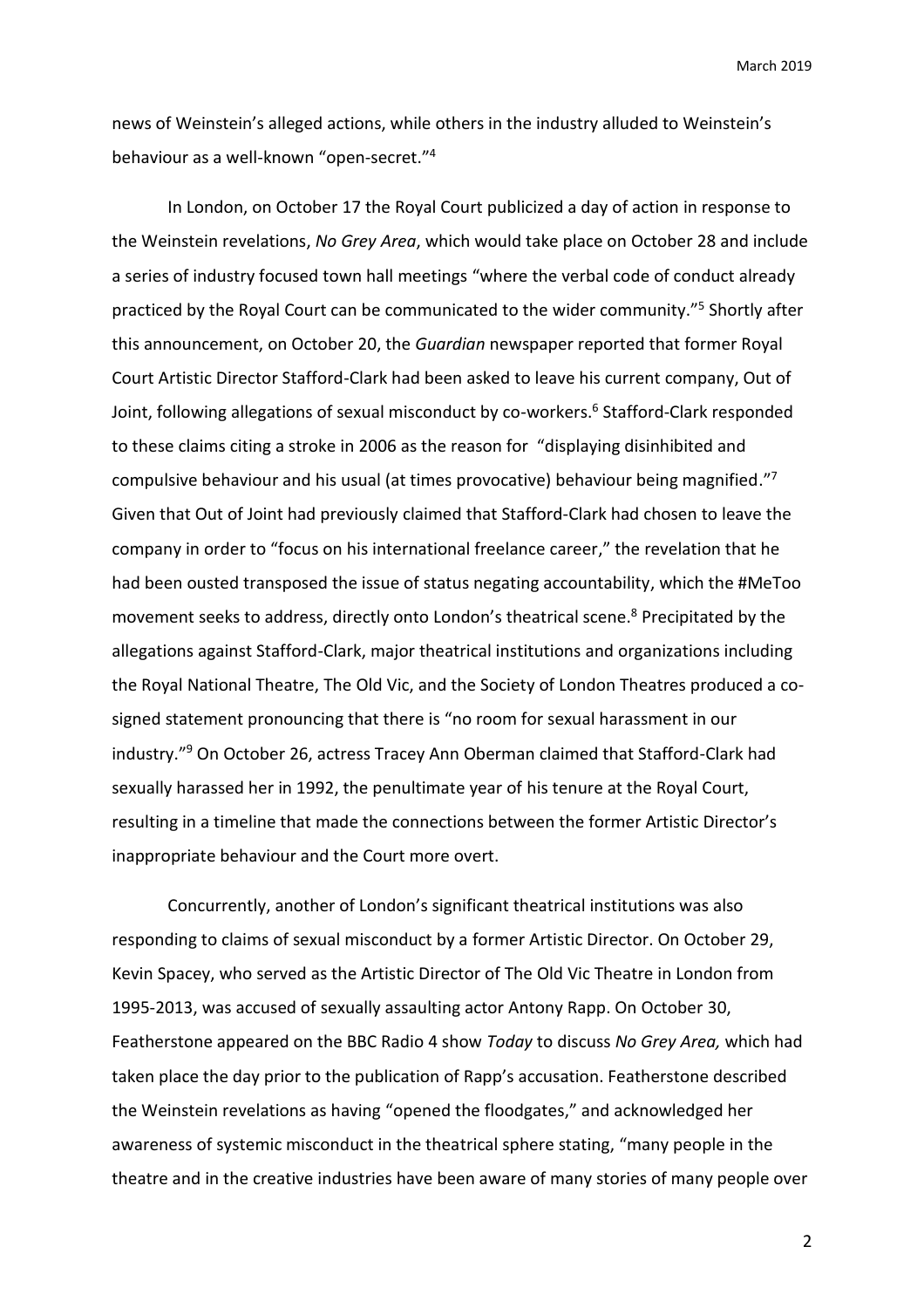news of Weinstein's alleged actions, while others in the industry alluded to Weinstein's behaviour as a well-known "open-secret."[4]

In London, on October 17 the Royal Court publicized a day of action in response to the Weinstein revelations, *No Grey Area*, which would take place on October 28 and include a series of industry focused town hall meetings "where the verbal code of conduct already practiced by the Royal Court can be communicated to the wider community."[5] Shortly after this announcement, on October 20, the *Guardian* newspaper reported that former Royal Court Artistic Director Stafford-Clark had been asked to leave his current company, Out of Joint, following allegations of sexual misconduct by co-workers.[6] Stafford-Clark responded to these claims citing a stroke in 2006 as the reason for "displaying disinhibited and compulsive behaviour and his usual (at times provocative) behaviour being magnified."[7] Given that Out of Joint had previously claimed that Stafford-Clark had chosen to leave the company in order to "focus on his international freelance career," the revelation that he had been ousted transposed the issue of status negating accountability, which the #MeToo movement seeks to address, directly onto London's theatrical scene.[8] Precipitated by the allegations against Stafford-Clark, major theatrical institutions and organizations including the Royal National Theatre, The Old Vic, and the Society of London Theatres produced a co-signed statement pronouncing that there is "no room for sexual harassment in our industry."[9] On October 26, actress Tracey Ann Oberman claimed that Stafford-Clark had sexually harassed her in 1992, the penultimate year of his tenure at the Royal Court, resulting in a timeline that made the connections between the former Artistic Director's inappropriate behaviour and the Court more overt.

Concurrently, another of London's significant theatrical institutions was also responding to claims of sexual misconduct by a former Artistic Director. On October 29, Kevin Spacey, who served as the Artistic Director of The Old Vic Theatre in London from 1995-2013, was accused of sexually assaulting actor Antony Rapp. On October 30, Featherstone appeared on the BBC Radio 4 show *Today* to discuss *No Grey Area,* which had taken place the day prior to the publication of Rapp's accusation. Featherstone described the Weinstein revelations as having "opened the floodgates," and acknowledged her awareness of systemic misconduct in the theatrical sphere stating, "many people in the theatre and in the creative industries have been aware of many stories of many people over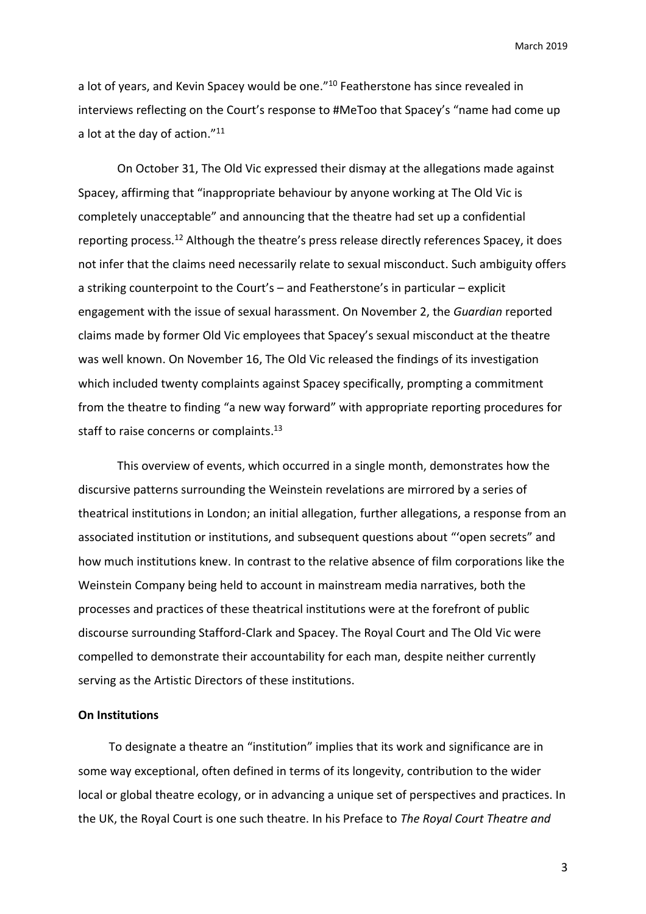a lot of years, and Kevin Spacey would be one."[10] Featherstone has since revealed in interviews reflecting on the Court's response to #MeToo that Spacey's "name had come up a lot at the day of action."[11]

On October 31, The Old Vic expressed their dismay at the allegations made against Spacey, affirming that "inappropriate behaviour by anyone working at The Old Vic is completely unacceptable" and announcing that the theatre had set up a confidential reporting process.[12] Although the theatre's press release directly references Spacey, it does not infer that the claims need necessarily relate to sexual misconduct. Such ambiguity offers a striking counterpoint to the Court's – and Featherstone's in particular – explicit engagement with the issue of sexual harassment. On November 2, the *Guardian* reported claims made by former Old Vic employees that Spacey's sexual misconduct at the theatre was well known. On November 16, The Old Vic released the findings of its investigation which included twenty complaints against Spacey specifically, prompting a commitment from the theatre to finding "a new way forward" with appropriate reporting procedures for staff to raise concerns or complaints.[13]

This overview of events, which occurred in a single month, demonstrates how the discursive patterns surrounding the Weinstein revelations are mirrored by a series of theatrical institutions in London; an initial allegation, further allegations, a response from an associated institution or institutions, and subsequent questions about "'open secrets" and how much institutions knew. In contrast to the relative absence of film corporations like the Weinstein Company being held to account in mainstream media narratives, both the processes and practices of these theatrical institutions were at the forefront of public discourse surrounding Stafford-Clark and Spacey. The Royal Court and The Old Vic were compelled to demonstrate their accountability for each man, despite neither currently serving as the Artistic Directors of these institutions.

**On Institutions**

To designate a theatre an "institution" implies that its work and significance are in some way exceptional, often defined in terms of its longevity, contribution to the wider local or global theatre ecology, or in advancing a unique set of perspectives and practices. In the UK, the Royal Court is one such theatre. In his Preface to *The Royal Court Theatre and*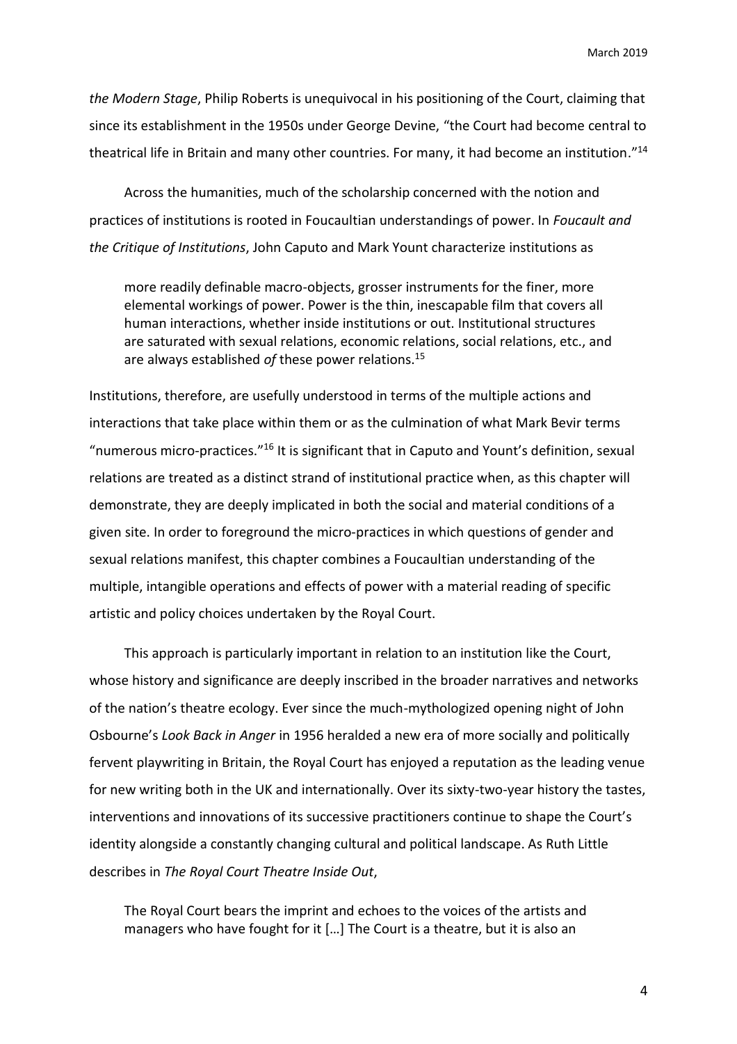*the Modern Stage*, Philip Roberts is unequivocal in his positioning of the Court, claiming that since its establishment in the 1950s under George Devine, "the Court had become central to theatrical life in Britain and many other countries. For many, it had become an institution."[14]

Across the humanities, much of the scholarship concerned with the notion and practices of institutions is rooted in Foucaultian understandings of power. In *Foucault and the Critique of Institutions*, John Caputo and Mark Yount characterize institutions as

> more readily definable macro-objects, grosser instruments for the finer, more elemental workings of power. Power is the thin, inescapable film that covers all human interactions, whether inside institutions or out. Institutional structures are saturated with sexual relations, economic relations, social relations, etc., and are always established *of* these power relations.[15]

Institutions, therefore, are usefully understood in terms of the multiple actions and interactions that take place within them or as the culmination of what Mark Bevir terms "numerous micro-practices."[16] It is significant that in Caputo and Yount's definition, sexual relations are treated as a distinct strand of institutional practice when, as this chapter will demonstrate, they are deeply implicated in both the social and material conditions of a given site. In order to foreground the micro-practices in which questions of gender and sexual relations manifest, this chapter combines a Foucaultian understanding of the multiple, intangible operations and effects of power with a material reading of specific artistic and policy choices undertaken by the Royal Court.

This approach is particularly important in relation to an institution like the Court, whose history and significance are deeply inscribed in the broader narratives and networks of the nation's theatre ecology. Ever since the much-mythologized opening night of John Osbourne's *Look Back in Anger* in 1956 heralded a new era of more socially and politically fervent playwriting in Britain, the Royal Court has enjoyed a reputation as the leading venue for new writing both in the UK and internationally. Over its sixty-two-year history the tastes, interventions and innovations of its successive practitioners continue to shape the Court's identity alongside a constantly changing cultural and political landscape. As Ruth Little describes in *The Royal Court Theatre Inside Out*,

> The Royal Court bears the imprint and echoes to the voices of the artists and managers who have fought for it […] The Court is a theatre, but it is also an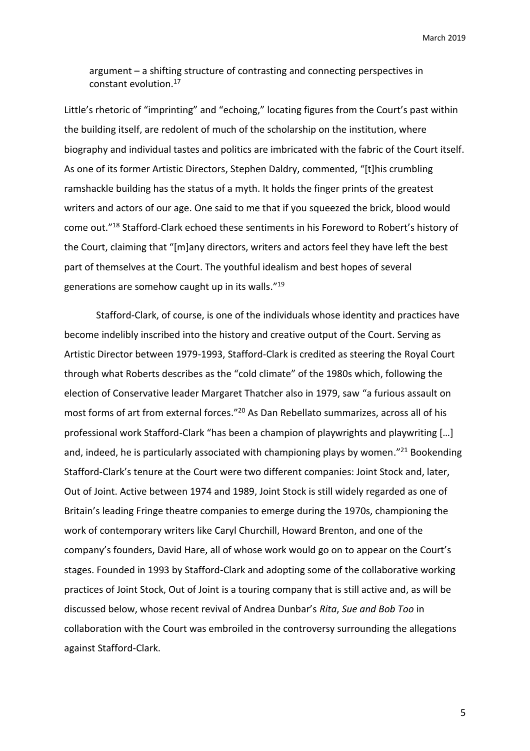argument – a shifting structure of contrasting and connecting perspectives in constant evolution.[17]

Little's rhetoric of "imprinting" and "echoing," locating figures from the Court's past within the building itself, are redolent of much of the scholarship on the institution, where biography and individual tastes and politics are imbricated with the fabric of the Court itself. As one of its former Artistic Directors, Stephen Daldry, commented, "[t]his crumbling ramshackle building has the status of a myth. It holds the finger prints of the greatest writers and actors of our age. One said to me that if you squeezed the brick, blood would come out."[18] Stafford-Clark echoed these sentiments in his Foreword to Robert's history of the Court, claiming that "[m]any directors, writers and actors feel they have left the best part of themselves at the Court. The youthful idealism and best hopes of several generations are somehow caught up in its walls."[19]

Stafford-Clark, of course, is one of the individuals whose identity and practices have become indelibly inscribed into the history and creative output of the Court. Serving as Artistic Director between 1979-1993, Stafford-Clark is credited as steering the Royal Court through what Roberts describes as the "cold climate" of the 1980s which, following the election of Conservative leader Margaret Thatcher also in 1979, saw "a furious assault on most forms of art from external forces."[20] As Dan Rebellato summarizes, across all of his professional work Stafford-Clark "has been a champion of playwrights and playwriting […] and, indeed, he is particularly associated with championing plays by women."[21] Bookending Stafford-Clark's tenure at the Court were two different companies: Joint Stock and, later, Out of Joint. Active between 1974 and 1989, Joint Stock is still widely regarded as one of Britain's leading Fringe theatre companies to emerge during the 1970s, championing the work of contemporary writers like Caryl Churchill, Howard Brenton, and one of the company's founders, David Hare, all of whose work would go on to appear on the Court's stages. Founded in 1993 by Stafford-Clark and adopting some of the collaborative working practices of Joint Stock, Out of Joint is a touring company that is still active and, as will be discussed below, whose recent revival of Andrea Dunbar's *Rita*, *Sue and Bob Too* in collaboration with the Court was embroiled in the controversy surrounding the allegations against Stafford-Clark.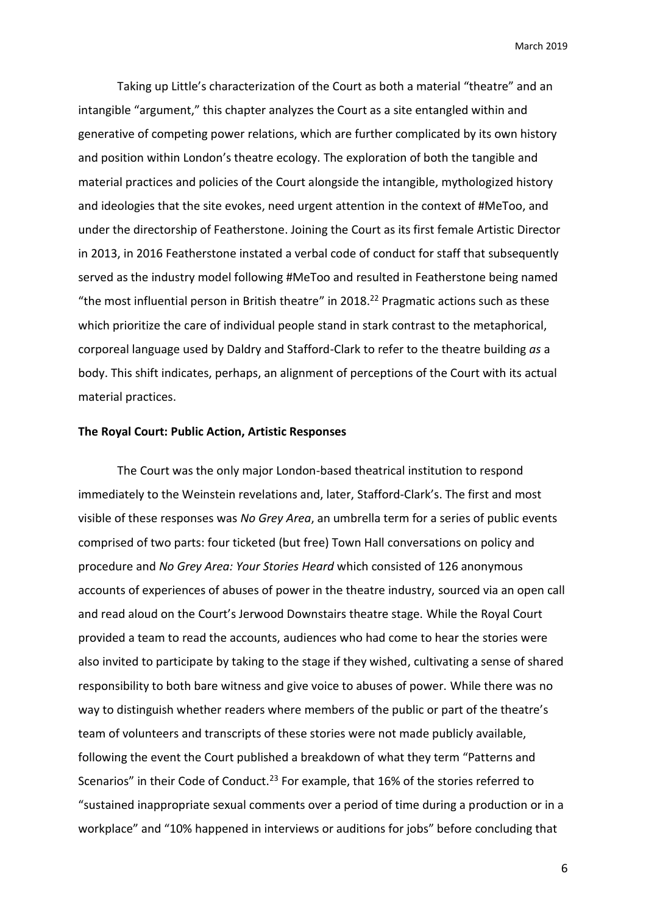Taking up Little's characterization of the Court as both a material "theatre" and an intangible "argument," this chapter analyzes the Court as a site entangled within and generative of competing power relations, which are further complicated by its own history and position within London's theatre ecology. The exploration of both the tangible and material practices and policies of the Court alongside the intangible, mythologized history and ideologies that the site evokes, need urgent attention in the context of #MeToo, and under the directorship of Featherstone. Joining the Court as its first female Artistic Director in 2013, in 2016 Featherstone instated a verbal code of conduct for staff that subsequently served as the industry model following #MeToo and resulted in Featherstone being named "the most influential person in British theatre" in 2018.[22] Pragmatic actions such as these which prioritize the care of individual people stand in stark contrast to the metaphorical, corporeal language used by Daldry and Stafford-Clark to refer to the theatre building *as* a body. This shift indicates, perhaps, an alignment of perceptions of the Court with its actual material practices.

**The Royal Court: Public Action, Artistic Responses**

The Court was the only major London-based theatrical institution to respond immediately to the Weinstein revelations and, later, Stafford-Clark's. The first and most visible of these responses was *No Grey Area*, an umbrella term for a series of public events comprised of two parts: four ticketed (but free) Town Hall conversations on policy and procedure and *No Grey Area: Your Stories Heard* which consisted of 126 anonymous accounts of experiences of abuses of power in the theatre industry, sourced via an open call and read aloud on the Court's Jerwood Downstairs theatre stage. While the Royal Court provided a team to read the accounts, audiences who had come to hear the stories were also invited to participate by taking to the stage if they wished, cultivating a sense of shared responsibility to both bare witness and give voice to abuses of power. While there was no way to distinguish whether readers where members of the public or part of the theatre's team of volunteers and transcripts of these stories were not made publicly available, following the event the Court published a breakdown of what they term "Patterns and Scenarios" in their Code of Conduct.[23] For example, that 16% of the stories referred to "sustained inappropriate sexual comments over a period of time during a production or in a workplace" and "10% happened in interviews or auditions for jobs" before concluding that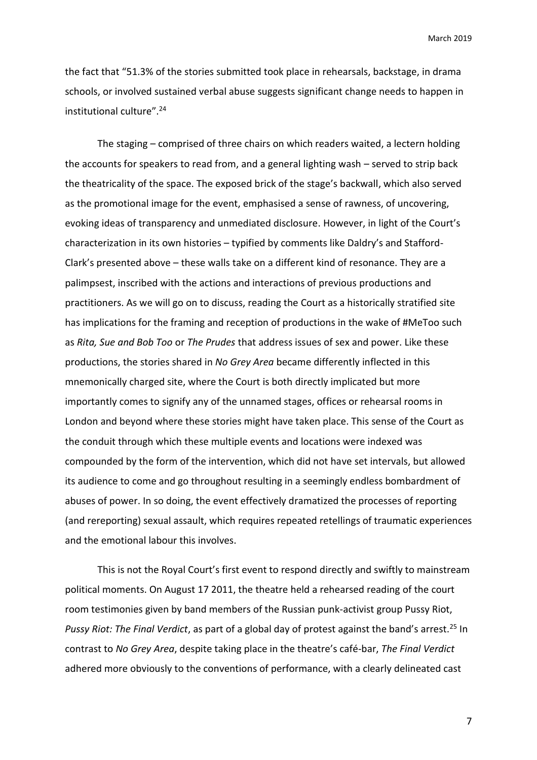the fact that "51.3% of the stories submitted took place in rehearsals, backstage, in drama schools, or involved sustained verbal abuse suggests significant change needs to happen in institutional culture".[24]

The staging – comprised of three chairs on which readers waited, a lectern holding the accounts for speakers to read from, and a general lighting wash – served to strip back the theatricality of the space. The exposed brick of the stage's backwall, which also served as the promotional image for the event, emphasised a sense of rawness, of uncovering, evoking ideas of transparency and unmediated disclosure. However, in light of the Court's characterization in its own histories – typified by comments like Daldry's and Stafford-Clark's presented above – these walls take on a different kind of resonance. They are a palimpsest, inscribed with the actions and interactions of previous productions and practitioners. As we will go on to discuss, reading the Court as a historically stratified site has implications for the framing and reception of productions in the wake of #MeToo such as *Rita, Sue and Bob Too* or *The Prudes* that address issues of sex and power. Like these productions, the stories shared in *No Grey Area* became differently inflected in this mnemonically charged site, where the Court is both directly implicated but more importantly comes to signify any of the unnamed stages, offices or rehearsal rooms in London and beyond where these stories might have taken place. This sense of the Court as the conduit through which these multiple events and locations were indexed was compounded by the form of the intervention, which did not have set intervals, but allowed its audience to come and go throughout resulting in a seemingly endless bombardment of abuses of power. In so doing, the event effectively dramatized the processes of reporting (and rereporting) sexual assault, which requires repeated retellings of traumatic experiences and the emotional labour this involves.

This is not the Royal Court's first event to respond directly and swiftly to mainstream political moments. On August 17 2011, the theatre held a rehearsed reading of the court room testimonies given by band members of the Russian punk-activist group Pussy Riot, *Pussy Riot: The Final Verdict*, as part of a global day of protest against the band's arrest.[25] In contrast to *No Grey Area*, despite taking place in the theatre's café-bar, *The Final Verdict* adhered more obviously to the conventions of performance, with a clearly delineated cast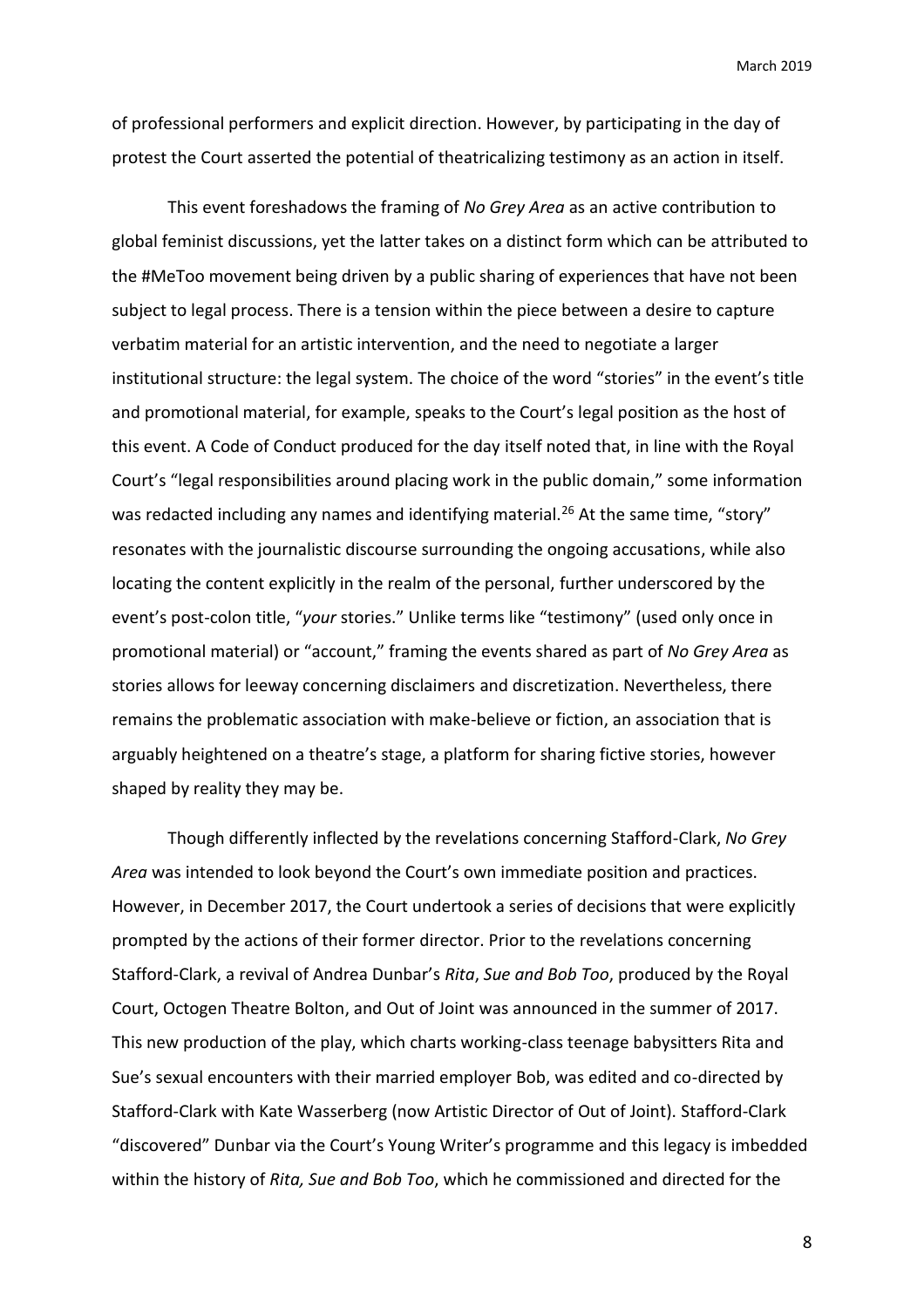of professional performers and explicit direction. However, by participating in the day of protest the Court asserted the potential of theatricalizing testimony as an action in itself.

This event foreshadows the framing of *No Grey Area* as an active contribution to global feminist discussions, yet the latter takes on a distinct form which can be attributed to the #MeToo movement being driven by a public sharing of experiences that have not been subject to legal process. There is a tension within the piece between a desire to capture verbatim material for an artistic intervention, and the need to negotiate a larger institutional structure: the legal system. The choice of the word "stories" in the event's title and promotional material, for example, speaks to the Court's legal position as the host of this event. A Code of Conduct produced for the day itself noted that, in line with the Royal Court's "legal responsibilities around placing work in the public domain," some information was redacted including any names and identifying material.[26] At the same time, "story" resonates with the journalistic discourse surrounding the ongoing accusations, while also locating the content explicitly in the realm of the personal, further underscored by the event's post-colon title, "*your* stories." Unlike terms like "testimony" (used only once in promotional material) or "account," framing the events shared as part of *No Grey Area* as stories allows for leeway concerning disclaimers and discretization. Nevertheless, there remains the problematic association with make-believe or fiction, an association that is arguably heightened on a theatre's stage, a platform for sharing fictive stories, however shaped by reality they may be.

Though differently inflected by the revelations concerning Stafford-Clark, *No Grey Area* was intended to look beyond the Court's own immediate position and practices. However, in December 2017, the Court undertook a series of decisions that were explicitly prompted by the actions of their former director. Prior to the revelations concerning Stafford-Clark, a revival of Andrea Dunbar's *Rita*, *Sue and Bob Too*, produced by the Royal Court, Octogen Theatre Bolton, and Out of Joint was announced in the summer of 2017. This new production of the play, which charts working-class teenage babysitters Rita and Sue's sexual encounters with their married employer Bob, was edited and co-directed by Stafford-Clark with Kate Wasserberg (now Artistic Director of Out of Joint). Stafford-Clark "discovered" Dunbar via the Court's Young Writer's programme and this legacy is imbedded within the history of *Rita, Sue and Bob Too*, which he commissioned and directed for the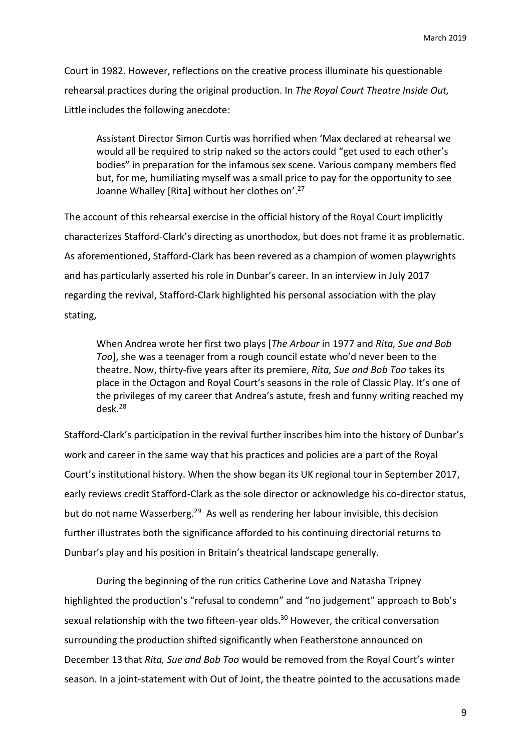Court in 1982. However, reflections on the creative process illuminate his questionable rehearsal practices during the original production. In *The Royal Court Theatre Inside Out,* Little includes the following anecdote:

> Assistant Director Simon Curtis was horrified when 'Max declared at rehearsal we would all be required to strip naked so the actors could "get used to each other's bodies" in preparation for the infamous sex scene. Various company members fled but, for me, humiliating myself was a small price to pay for the opportunity to see Joanne Whalley [Rita] without her clothes on'.[27]

The account of this rehearsal exercise in the official history of the Royal Court implicitly characterizes Stafford-Clark's directing as unorthodox, but does not frame it as problematic. As aforementioned, Stafford-Clark has been revered as a champion of women playwrights and has particularly asserted his role in Dunbar's career. In an interview in July 2017 regarding the revival, Stafford-Clark highlighted his personal association with the play stating,

> When Andrea wrote her first two plays [*The Arbour* in 1977 and *Rita, Sue and Bob Too*], she was a teenager from a rough council estate who'd never been to the theatre. Now, thirty-five years after its premiere, *Rita, Sue and Bob Too* takes its place in the Octagon and Royal Court's seasons in the role of Classic Play. It's one of the privileges of my career that Andrea's astute, fresh and funny writing reached my desk.[28]

Stafford-Clark's participation in the revival further inscribes him into the history of Dunbar's work and career in the same way that his practices and policies are a part of the Royal Court's institutional history. When the show began its UK regional tour in September 2017, early reviews credit Stafford-Clark as the sole director or acknowledge his co-director status, but do not name Wasserberg.[29] As well as rendering her labour invisible, this decision further illustrates both the significance afforded to his continuing directorial returns to Dunbar's play and his position in Britain's theatrical landscape generally.

During the beginning of the run critics Catherine Love and Natasha Tripney highlighted the production's "refusal to condemn" and "no judgement" approach to Bob's sexual relationship with the two fifteen-year olds.[30] However, the critical conversation surrounding the production shifted significantly when Featherstone announced on December 13 that *Rita, Sue and Bob Too* would be removed from the Royal Court's winter season. In a joint-statement with Out of Joint, the theatre pointed to the accusations made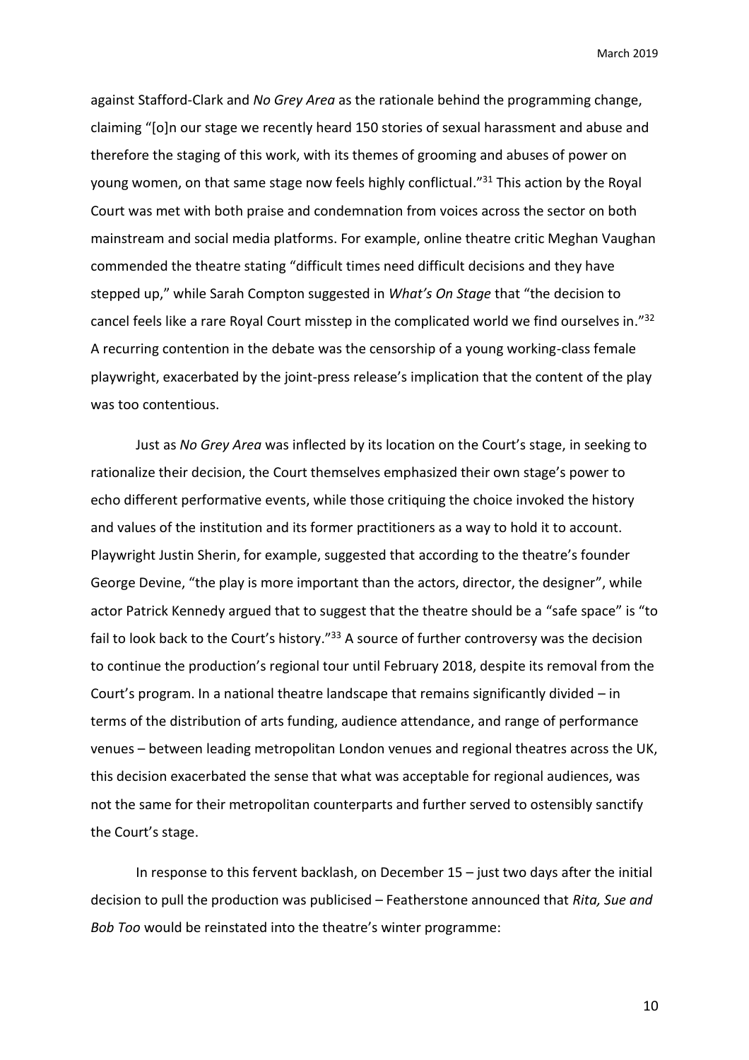against Stafford-Clark and *No Grey Area* as the rationale behind the programming change, claiming "[o]n our stage we recently heard 150 stories of sexual harassment and abuse and therefore the staging of this work, with its themes of grooming and abuses of power on young women, on that same stage now feels highly conflictual."[31] This action by the Royal Court was met with both praise and condemnation from voices across the sector on both mainstream and social media platforms. For example, online theatre critic Meghan Vaughan commended the theatre stating "difficult times need difficult decisions and they have stepped up," while Sarah Compton suggested in *What's On Stage* that "the decision to cancel feels like a rare Royal Court misstep in the complicated world we find ourselves in."[32] A recurring contention in the debate was the censorship of a young working-class female playwright, exacerbated by the joint-press release's implication that the content of the play was too contentious.

Just as *No Grey Area* was inflected by its location on the Court's stage, in seeking to rationalize their decision, the Court themselves emphasized their own stage's power to echo different performative events, while those critiquing the choice invoked the history and values of the institution and its former practitioners as a way to hold it to account. Playwright Justin Sherin, for example, suggested that according to the theatre's founder George Devine, "the play is more important than the actors, director, the designer", while actor Patrick Kennedy argued that to suggest that the theatre should be a "safe space" is "to fail to look back to the Court's history."[33] A source of further controversy was the decision to continue the production's regional tour until February 2018, despite its removal from the Court's program. In a national theatre landscape that remains significantly divided – in terms of the distribution of arts funding, audience attendance, and range of performance venues – between leading metropolitan London venues and regional theatres across the UK, this decision exacerbated the sense that what was acceptable for regional audiences, was not the same for their metropolitan counterparts and further served to ostensibly sanctify the Court's stage.

In response to this fervent backlash, on December 15 – just two days after the initial decision to pull the production was publicised – Featherstone announced that *Rita, Sue and Bob Too* would be reinstated into the theatre's winter programme: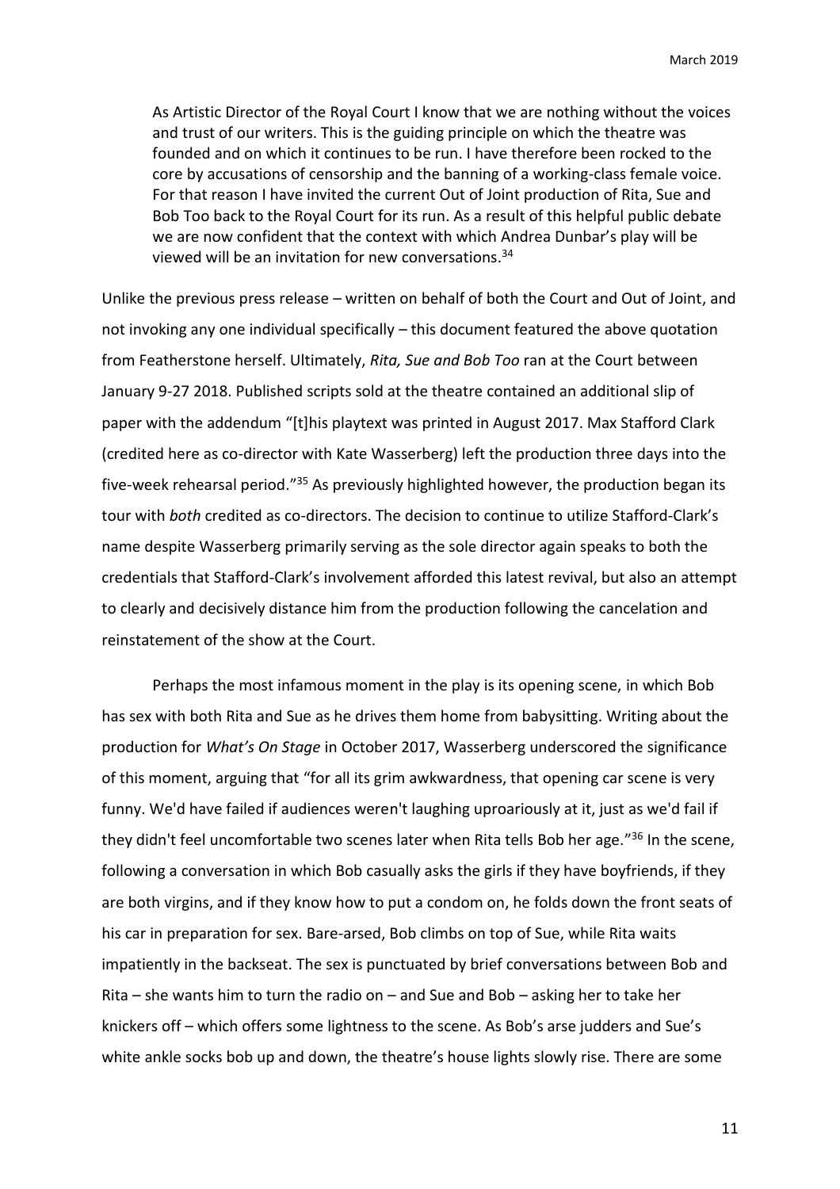> As Artistic Director of the Royal Court I know that we are nothing without the voices and trust of our writers. This is the guiding principle on which the theatre was founded and on which it continues to be run. I have therefore been rocked to the core by accusations of censorship and the banning of a working-class female voice. For that reason I have invited the current Out of Joint production of Rita, Sue and Bob Too back to the Royal Court for its run. As a result of this helpful public debate we are now confident that the context with which Andrea Dunbar's play will be viewed will be an invitation for new conversations.[34]

Unlike the previous press release – written on behalf of both the Court and Out of Joint, and not invoking any one individual specifically – this document featured the above quotation from Featherstone herself. Ultimately, *Rita, Sue and Bob Too* ran at the Court between January 9-27 2018. Published scripts sold at the theatre contained an additional slip of paper with the addendum "[t]his playtext was printed in August 2017. Max Stafford Clark (credited here as co-director with Kate Wasserberg) left the production three days into the five-week rehearsal period."[35] As previously highlighted however, the production began its tour with *both* credited as co-directors. The decision to continue to utilize Stafford-Clark's name despite Wasserberg primarily serving as the sole director again speaks to both the credentials that Stafford-Clark's involvement afforded this latest revival, but also an attempt to clearly and decisively distance him from the production following the cancelation and reinstatement of the show at the Court.

Perhaps the most infamous moment in the play is its opening scene, in which Bob has sex with both Rita and Sue as he drives them home from babysitting. Writing about the production for *What's On Stage* in October 2017, Wasserberg underscored the significance of this moment, arguing that "for all its grim awkwardness, that opening car scene is very funny. We'd have failed if audiences weren't laughing uproariously at it, just as we'd fail if they didn't feel uncomfortable two scenes later when Rita tells Bob her age."[36] In the scene, following a conversation in which Bob casually asks the girls if they have boyfriends, if they are both virgins, and if they know how to put a condom on, he folds down the front seats of his car in preparation for sex. Bare-arsed, Bob climbs on top of Sue, while Rita waits impatiently in the backseat. The sex is punctuated by brief conversations between Bob and Rita – she wants him to turn the radio on – and Sue and Bob – asking her to take her knickers off – which offers some lightness to the scene. As Bob's arse judders and Sue's white ankle socks bob up and down, the theatre's house lights slowly rise. There are some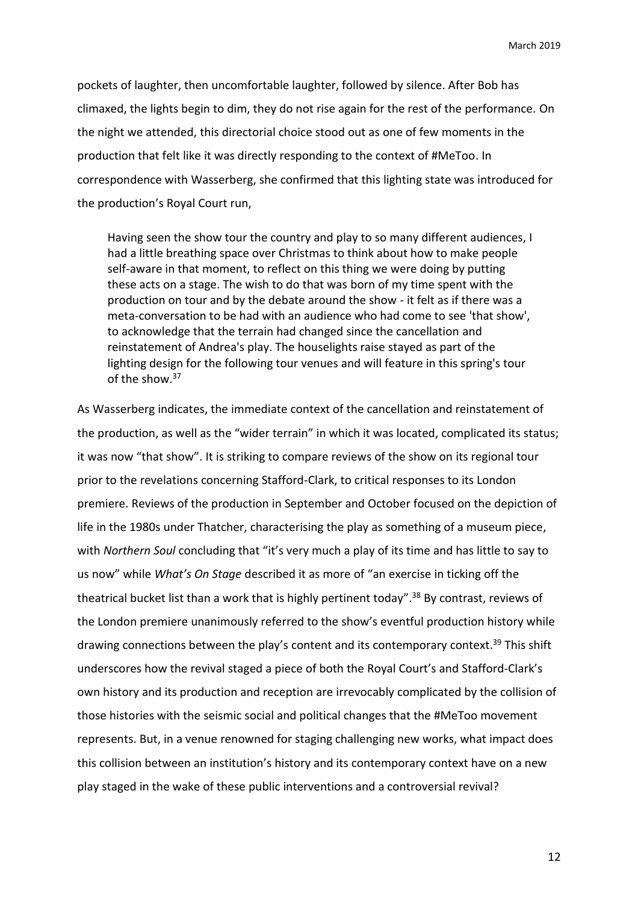pockets of laughter, then uncomfortable laughter, followed by silence. After Bob has climaxed, the lights begin to dim, they do not rise again for the rest of the performance. On the night we attended, this directorial choice stood out as one of few moments in the production that felt like it was directly responding to the context of #MeToo. In correspondence with Wasserberg, she confirmed that this lighting state was introduced for the production's Royal Court run,

> Having seen the show tour the country and play to so many different audiences, I had a little breathing space over Christmas to think about how to make people self-aware in that moment, to reflect on this thing we were doing by putting these acts on a stage. The wish to do that was born of my time spent with the production on tour and by the debate around the show - it felt as if there was a meta-conversation to be had with an audience who had come to see 'that show', to acknowledge that the terrain had changed since the cancellation and reinstatement of Andrea's play. The houselights raise stayed as part of the lighting design for the following tour venues and will feature in this spring's tour of the show.[37]

As Wasserberg indicates, the immediate context of the cancellation and reinstatement of the production, as well as the "wider terrain" in which it was located, complicated its status; it was now "that show". It is striking to compare reviews of the show on its regional tour prior to the revelations concerning Stafford-Clark, to critical responses to its London premiere. Reviews of the production in September and October focused on the depiction of life in the 1980s under Thatcher, characterising the play as something of a museum piece, with *Northern Soul* concluding that "it's very much a play of its time and has little to say to us now" while *What's On Stage* described it as more of "an exercise in ticking off the theatrical bucket list than a work that is highly pertinent today".[38] By contrast, reviews of the London premiere unanimously referred to the show's eventful production history while drawing connections between the play's content and its contemporary context.[39] This shift underscores how the revival staged a piece of both the Royal Court's and Stafford-Clark's own history and its production and reception are irrevocably complicated by the collision of those histories with the seismic social and political changes that the #MeToo movement represents. But, in a venue renowned for staging challenging new works, what impact does this collision between an institution's history and its contemporary context have on a new play staged in the wake of these public interventions and a controversial revival?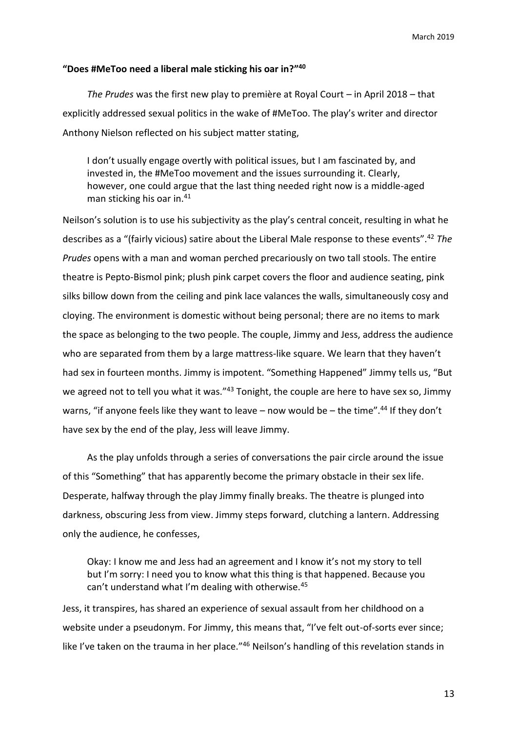**"Does #MeToo need a liberal male sticking his oar in?"[40]**

*The Prudes* was the first new play to première at Royal Court – in April 2018 – that explicitly addressed sexual politics in the wake of #MeToo. The play's writer and director Anthony Nielson reflected on his subject matter stating,

> I don't usually engage overtly with political issues, but I am fascinated by, and invested in, the #MeToo movement and the issues surrounding it. Clearly, however, one could argue that the last thing needed right now is a middle-aged man sticking his oar in.[41]

Neilson's solution is to use his subjectivity as the play's central conceit, resulting in what he describes as a "(fairly vicious) satire about the Liberal Male response to these events".[42] *The Prudes* opens with a man and woman perched precariously on two tall stools. The entire theatre is Pepto-Bismol pink; plush pink carpet covers the floor and audience seating, pink silks billow down from the ceiling and pink lace valances the walls, simultaneously cosy and cloying. The environment is domestic without being personal; there are no items to mark the space as belonging to the two people. The couple, Jimmy and Jess, address the audience who are separated from them by a large mattress-like square. We learn that they haven't had sex in fourteen months. Jimmy is impotent. "Something Happened" Jimmy tells us, "But we agreed not to tell you what it was."[43] Tonight, the couple are here to have sex so, Jimmy warns, "if anyone feels like they want to leave – now would be – the time".[44] If they don't have sex by the end of the play, Jess will leave Jimmy.

As the play unfolds through a series of conversations the pair circle around the issue of this "Something" that has apparently become the primary obstacle in their sex life. Desperate, halfway through the play Jimmy finally breaks. The theatre is plunged into darkness, obscuring Jess from view. Jimmy steps forward, clutching a lantern. Addressing only the audience, he confesses,

> Okay: I know me and Jess had an agreement and I know it's not my story to tell but I'm sorry: I need you to know what this thing is that happened. Because you can't understand what I'm dealing with otherwise.[45]

Jess, it transpires, has shared an experience of sexual assault from her childhood on a website under a pseudonym. For Jimmy, this means that, "I've felt out-of-sorts ever since; like I've taken on the trauma in her place."[46] Neilson's handling of this revelation stands in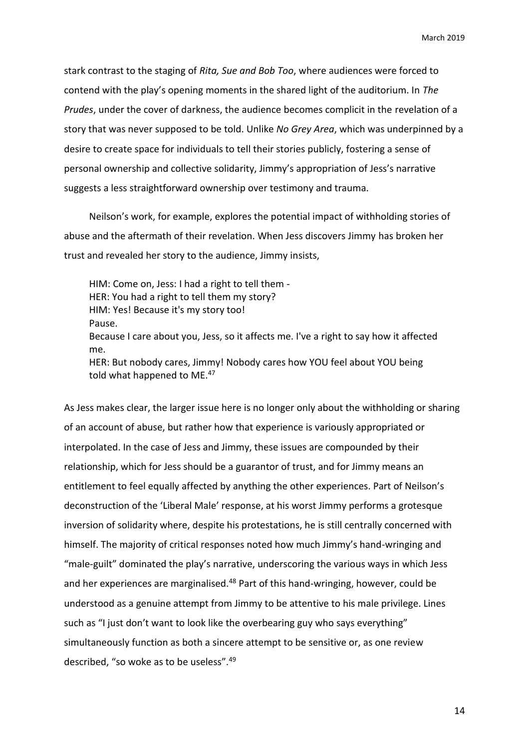stark contrast to the staging of *Rita, Sue and Bob Too*, where audiences were forced to contend with the play's opening moments in the shared light of the auditorium. In *The Prudes*, under the cover of darkness, the audience becomes complicit in the revelation of a story that was never supposed to be told. Unlike *No Grey Area*, which was underpinned by a desire to create space for individuals to tell their stories publicly, fostering a sense of personal ownership and collective solidarity, Jimmy's appropriation of Jess's narrative suggests a less straightforward ownership over testimony and trauma.

Neilson's work, for example, explores the potential impact of withholding stories of abuse and the aftermath of their revelation. When Jess discovers Jimmy has broken her trust and revealed her story to the audience, Jimmy insists,

> HIM: Come on, Jess: I had a right to tell them -
> HER: You had a right to tell them my story?
> HIM: Yes! Because it's my story too!
> Pause.
> Because I care about you, Jess, so it affects me. I've a right to say how it affected me.
> HER: But nobody cares, Jimmy! Nobody cares how YOU feel about YOU being told what happened to ME.[47]

As Jess makes clear, the larger issue here is no longer only about the withholding or sharing of an account of abuse, but rather how that experience is variously appropriated or interpolated. In the case of Jess and Jimmy, these issues are compounded by their relationship, which for Jess should be a guarantor of trust, and for Jimmy means an entitlement to feel equally affected by anything the other experiences. Part of Neilson's deconstruction of the 'Liberal Male' response, at his worst Jimmy performs a grotesque inversion of solidarity where, despite his protestations, he is still centrally concerned with himself. The majority of critical responses noted how much Jimmy's hand-wringing and "male-guilt" dominated the play's narrative, underscoring the various ways in which Jess and her experiences are marginalised.[48] Part of this hand-wringing, however, could be understood as a genuine attempt from Jimmy to be attentive to his male privilege. Lines such as "I just don't want to look like the overbearing guy who says everything" simultaneously function as both a sincere attempt to be sensitive or, as one review described, "so woke as to be useless".[49]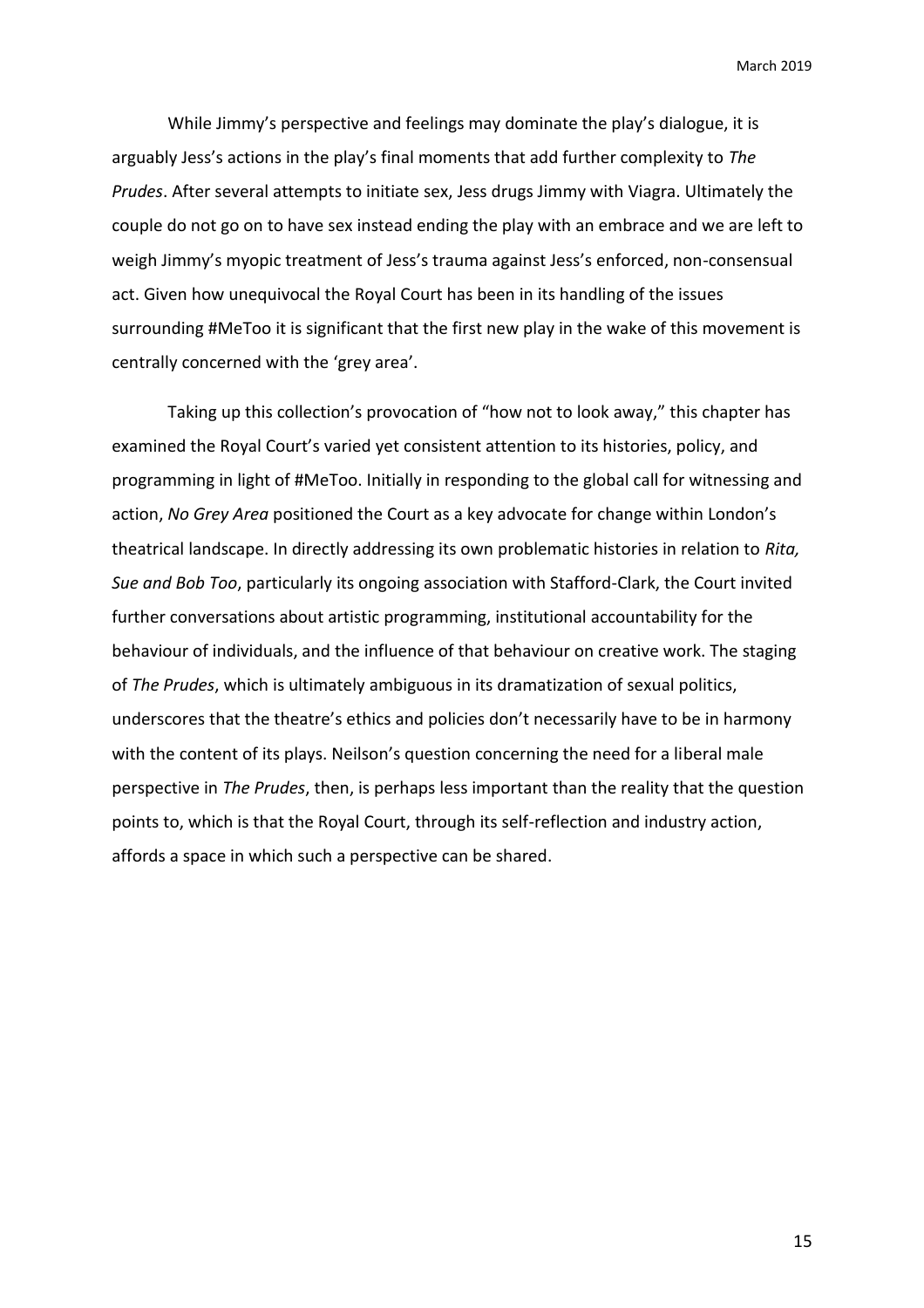While Jimmy's perspective and feelings may dominate the play's dialogue, it is arguably Jess's actions in the play's final moments that add further complexity to *The Prudes*. After several attempts to initiate sex, Jess drugs Jimmy with Viagra. Ultimately the couple do not go on to have sex instead ending the play with an embrace and we are left to weigh Jimmy's myopic treatment of Jess's trauma against Jess's enforced, non-consensual act. Given how unequivocal the Royal Court has been in its handling of the issues surrounding #MeToo it is significant that the first new play in the wake of this movement is centrally concerned with the 'grey area'.

Taking up this collection's provocation of "how not to look away," this chapter has examined the Royal Court's varied yet consistent attention to its histories, policy, and programming in light of #MeToo. Initially in responding to the global call for witnessing and action, *No Grey Area* positioned the Court as a key advocate for change within London's theatrical landscape. In directly addressing its own problematic histories in relation to *Rita, Sue and Bob Too*, particularly its ongoing association with Stafford-Clark, the Court invited further conversations about artistic programming, institutional accountability for the behaviour of individuals, and the influence of that behaviour on creative work. The staging of *The Prudes*, which is ultimately ambiguous in its dramatization of sexual politics, underscores that the theatre's ethics and policies don't necessarily have to be in harmony with the content of its plays. Neilson's question concerning the need for a liberal male perspective in *The Prudes*, then, is perhaps less important than the reality that the question points to, which is that the Royal Court, through its self-reflection and industry action, affords a space in which such a perspective can be shared.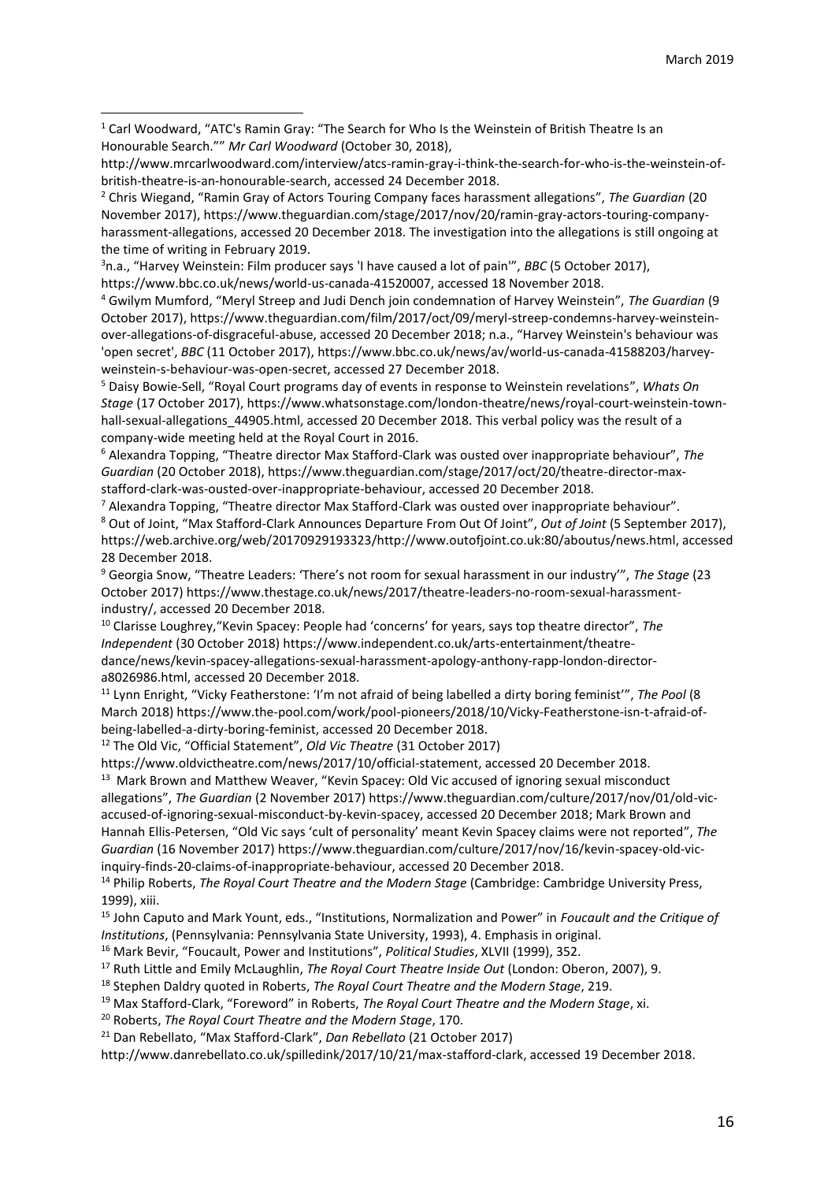[1] Carl Woodward, "ATC's Ramin Gray: "The Search for Who Is the Weinstein of British Theatre Is an Honourable Search."" *Mr Carl Woodward* (October 30, 2018), http://www.mrcarlwoodward.com/interview/atcs-ramin-gray-i-think-the-search-for-who-is-the-weinstein-of-british-theatre-is-an-honourable-search, accessed 24 December 2018.

[2] Chris Wiegand, "Ramin Gray of Actors Touring Company faces harassment allegations", *The Guardian* (20 November 2017), https://www.theguardian.com/stage/2017/nov/20/ramin-gray-actors-touring-company-harassment-allegations, accessed 20 December 2018. The investigation into the allegations is still ongoing at the time of writing in February 2019.

[3] n.a., "Harvey Weinstein: Film producer says 'I have caused a lot of pain'", *BBC* (5 October 2017), https://www.bbc.co.uk/news/world-us-canada-41520007, accessed 18 November 2018.

[4] Gwilym Mumford, "Meryl Streep and Judi Dench join condemnation of Harvey Weinstein", *The Guardian* (9 October 2017), https://www.theguardian.com/film/2017/oct/09/meryl-streep-condemns-harvey-weinstein-over-allegations-of-disgraceful-abuse, accessed 20 December 2018; n.a., "Harvey Weinstein's behaviour was 'open secret', *BBC* (11 October 2017), https://www.bbc.co.uk/news/av/world-us-canada-41588203/harvey-weinstein-s-behaviour-was-open-secret, accessed 27 December 2018.

[5] Daisy Bowie-Sell, "Royal Court programs day of events in response to Weinstein revelations", *Whats On Stage* (17 October 2017), https://www.whatsonstage.com/london-theatre/news/royal-court-weinstein-town-hall-sexual-allegations_44905.html, accessed 20 December 2018. This verbal policy was the result of a company-wide meeting held at the Royal Court in 2016.

[6] Alexandra Topping, "Theatre director Max Stafford-Clark was ousted over inappropriate behaviour", *The Guardian* (20 October 2018), https://www.theguardian.com/stage/2017/oct/20/theatre-director-max-stafford-clark-was-ousted-over-inappropriate-behaviour, accessed 20 December 2018.

[7] Alexandra Topping, "Theatre director Max Stafford-Clark was ousted over inappropriate behaviour".

[8] Out of Joint, "Max Stafford-Clark Announces Departure From Out Of Joint", *Out of Joint* (5 September 2017), https://web.archive.org/web/20170929193323/http://www.outofjoint.co.uk:80/aboutus/news.html, accessed 28 December 2018.

[9] Georgia Snow, "Theatre Leaders: 'There's not room for sexual harassment in our industry'", *The Stage* (23 October 2017) https://www.thestage.co.uk/news/2017/theatre-leaders-no-room-sexual-harassment-industry/, accessed 20 December 2018.

[10] Clarisse Loughrey,"Kevin Spacey: People had 'concerns' for years, says top theatre director", *The Independent* (30 October 2018) https://www.independent.co.uk/arts-entertainment/theatre-dance/news/kevin-spacey-allegations-sexual-harassment-apology-anthony-rapp-london-director-a8026986.html, accessed 20 December 2018.

[11] Lynn Enright, "Vicky Featherstone: 'I'm not afraid of being labelled a dirty boring feminist'", *The Pool* (8 March 2018) https://www.the-pool.com/work/pool-pioneers/2018/10/Vicky-Featherstone-isn-t-afraid-of-being-labelled-a-dirty-boring-feminist, accessed 20 December 2018.

[12] The Old Vic, "Official Statement", *Old Vic Theatre* (31 October 2017) https://www.oldvictheatre.com/news/2017/10/official-statement, accessed 20 December 2018.

[13] Mark Brown and Matthew Weaver, "Kevin Spacey: Old Vic accused of ignoring sexual misconduct allegations", *The Guardian* (2 November 2017) https://www.theguardian.com/culture/2017/nov/01/old-vic-accused-of-ignoring-sexual-misconduct-by-kevin-spacey, accessed 20 December 2018; Mark Brown and Hannah Ellis-Petersen, "Old Vic says 'cult of personality' meant Kevin Spacey claims were not reported", *The Guardian* (16 November 2017) https://www.theguardian.com/culture/2017/nov/16/kevin-spacey-old-vic-inquiry-finds-20-claims-of-inappropriate-behaviour, accessed 20 December 2018.

[14] Philip Roberts, *The Royal Court Theatre and the Modern Stage* (Cambridge: Cambridge University Press, 1999), xiii.

[15] John Caputo and Mark Yount, eds., "Institutions, Normalization and Power" in *Foucault and the Critique of Institutions*, (Pennsylvania: Pennsylvania State University, 1993), 4. Emphasis in original.

[16] Mark Bevir, "Foucault, Power and Institutions", *Political Studies*, XLVII (1999), 352.

[17] Ruth Little and Emily McLaughlin, *The Royal Court Theatre Inside Out* (London: Oberon, 2007), 9.

[18] Stephen Daldry quoted in Roberts, *The Royal Court Theatre and the Modern Stage*, 219.

[19] Max Stafford-Clark, "Foreword" in Roberts, *The Royal Court Theatre and the Modern Stage*, xi.

[20] Roberts, *The Royal Court Theatre and the Modern Stage*, 170.

[21] Dan Rebellato, "Max Stafford-Clark", *Dan Rebellato* (21 October 2017) http://www.danrebellato.co.uk/spilledink/2017/10/21/max-stafford-clark, accessed 19 December 2018.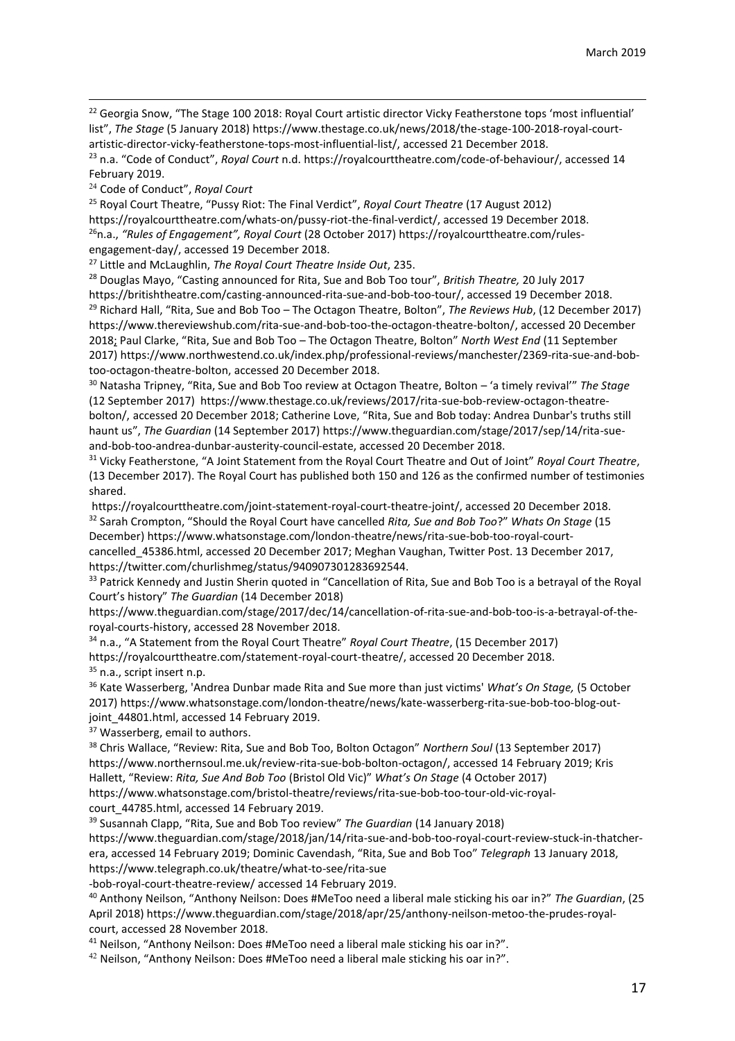[22] Georgia Snow, "The Stage 100 2018: Royal Court artistic director Vicky Featherstone tops 'most influential' list", *The Stage* (5 January 2018) https://www.thestage.co.uk/news/2018/the-stage-100-2018-royal-court-artistic-director-vicky-featherstone-tops-most-influential-list/, accessed 21 December 2018.

[23] n.a. "Code of Conduct", *Royal Court* n.d. https://royalcourttheatre.com/code-of-behaviour/, accessed 14 February 2019.

[24] Code of Conduct", *Royal Court*

[25] Royal Court Theatre, "Pussy Riot: The Final Verdict", *Royal Court Theatre* (17 August 2012) https://royalcourttheatre.com/whats-on/pussy-riot-the-final-verdict/, accessed 19 December 2018.

[26] n.a., *"Rules of Engagement", Royal Court* (28 October 2017) https://royalcourttheatre.com/rules-engagement-day/, accessed 19 December 2018.

[27] Little and McLaughlin, *The Royal Court Theatre Inside Out*, 235.

[28] Douglas Mayo, "Casting announced for Rita, Sue and Bob Too tour", *British Theatre,* 20 July 2017 https://britishtheatre.com/casting-announced-rita-sue-and-bob-too-tour/, accessed 19 December 2018.

[29] Richard Hall, "Rita, Sue and Bob Too – The Octagon Theatre, Bolton", *The Reviews Hub*, (12 December 2017) https://www.thereviewshub.com/rita-sue-and-bob-too-the-octagon-theatre-bolton/, accessed 20 December 2018; Paul Clarke, "Rita, Sue and Bob Too – The Octagon Theatre, Bolton" *North West End* (11 September 2017) https://www.northwestend.co.uk/index.php/professional-reviews/manchester/2369-rita-sue-and-bob-too-octagon-theatre-bolton, accessed 20 December 2018.

[30] Natasha Tripney, "Rita, Sue and Bob Too review at Octagon Theatre, Bolton – 'a timely revival'" *The Stage* (12 September 2017) https://www.thestage.co.uk/reviews/2017/rita-sue-bob-review-octagon-theatre-bolton/, accessed 20 December 2018; Catherine Love, "Rita, Sue and Bob today: Andrea Dunbar's truths still haunt us", *The Guardian* (14 September 2017) https://www.theguardian.com/stage/2017/sep/14/rita-sue-and-bob-too-andrea-dunbar-austerity-council-estate, accessed 20 December 2018.

[31] Vicky Featherstone, "A Joint Statement from the Royal Court Theatre and Out of Joint" *Royal Court Theatre*, (13 December 2017). The Royal Court has published both 150 and 126 as the confirmed number of testimonies shared.
https://royalcourttheatre.com/joint-statement-royal-court-theatre-joint/, accessed 20 December 2018.

[32] Sarah Crompton, "Should the Royal Court have cancelled *Rita, Sue and Bob Too*?" *Whats On Stage* (15 December) https://www.whatsonstage.com/london-theatre/news/rita-sue-bob-too-royal-court-cancelled_45386.html, accessed 20 December 2017; Meghan Vaughan, Twitter Post. 13 December 2017, https://twitter.com/churlishmeg/status/940907301283692544.

[33] Patrick Kennedy and Justin Sherin quoted in "Cancellation of Rita, Sue and Bob Too is a betrayal of the Royal Court's history" *The Guardian* (14 December 2018) https://www.theguardian.com/stage/2017/dec/14/cancellation-of-rita-sue-and-bob-too-is-a-betrayal-of-the-royal-courts-history, accessed 28 November 2018.

[34] n.a., "A Statement from the Royal Court Theatre" *Royal Court Theatre*, (15 December 2017) https://royalcourttheatre.com/statement-royal-court-theatre/, accessed 20 December 2018.

[35] n.a., script insert n.p.

[36] Kate Wasserberg, 'Andrea Dunbar made Rita and Sue more than just victims' *What's On Stage,* (5 October 2017) https://www.whatsonstage.com/london-theatre/news/kate-wasserberg-rita-sue-bob-too-blog-out-joint_44801.html, accessed 14 February 2019.

[37] Wasserberg, email to authors.

[38] Chris Wallace, "Review: Rita, Sue and Bob Too, Bolton Octagon" *Northern Soul* (13 September 2017) https://www.northernsoul.me.uk/review-rita-sue-bob-bolton-octagon/, accessed 14 February 2019; Kris Hallett, "Review: *Rita, Sue And Bob Too* (Bristol Old Vic)" *What's On Stage* (4 October 2017) https://www.whatsonstage.com/bristol-theatre/reviews/rita-sue-bob-too-tour-old-vic-royal-court_44785.html, accessed 14 February 2019.

[39] Susannah Clapp, "Rita, Sue and Bob Too review" *The Guardian* (14 January 2018) https://www.theguardian.com/stage/2018/jan/14/rita-sue-and-bob-too-royal-court-review-stuck-in-thatcher-era, accessed 14 February 2019; Dominic Cavendash, "Rita, Sue and Bob Too" *Telegraph* 13 January 2018, https://www.telegraph.co.uk/theatre/what-to-see/rita-sue-bob-royal-court-theatre-review/ accessed 14 February 2019.

[40] Anthony Neilson, "Anthony Neilson: Does #MeToo need a liberal male sticking his oar in?" *The Guardian*, (25 April 2018) https://www.theguardian.com/stage/2018/apr/25/anthony-neilson-metoo-the-prudes-royal-court, accessed 28 November 2018.

[41] Neilson, "Anthony Neilson: Does #MeToo need a liberal male sticking his oar in?".

[42] Neilson, "Anthony Neilson: Does #MeToo need a liberal male sticking his oar in?".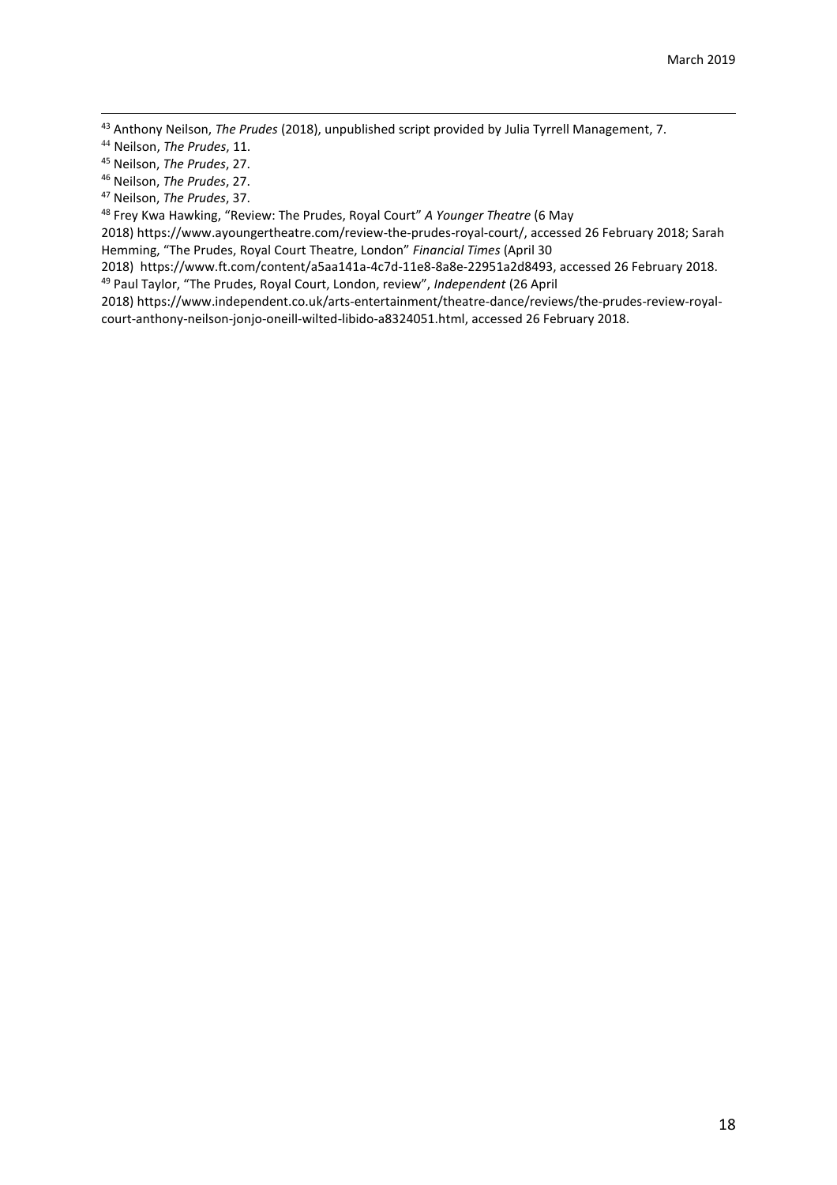[43] Anthony Neilson, *The Prudes* (2018), unpublished script provided by Julia Tyrrell Management, 7.

[44] Neilson, *The Prudes*, 11.

[45] Neilson, *The Prudes*, 27.

[46] Neilson, *The Prudes*, 27.

[47] Neilson, *The Prudes*, 37.

[48] Frey Kwa Hawking, "Review: The Prudes, Royal Court" *A Younger Theatre* (6 May 2018) https://www.ayoungertheatre.com/review-the-prudes-royal-court/, accessed 26 February 2018; Sarah Hemming, "The Prudes, Royal Court Theatre, London" *Financial Times* (April 30 2018) https://www.ft.com/content/a5aa141a-4c7d-11e8-8a8e-22951a2d8493, accessed 26 February 2018.

[49] Paul Taylor, "The Prudes, Royal Court, London, review", *Independent* (26 April 2018) https://www.independent.co.uk/arts-entertainment/theatre-dance/reviews/the-prudes-review-royal-court-anthony-neilson-jonjo-oneill-wilted-libido-a8324051.html, accessed 26 February 2018.